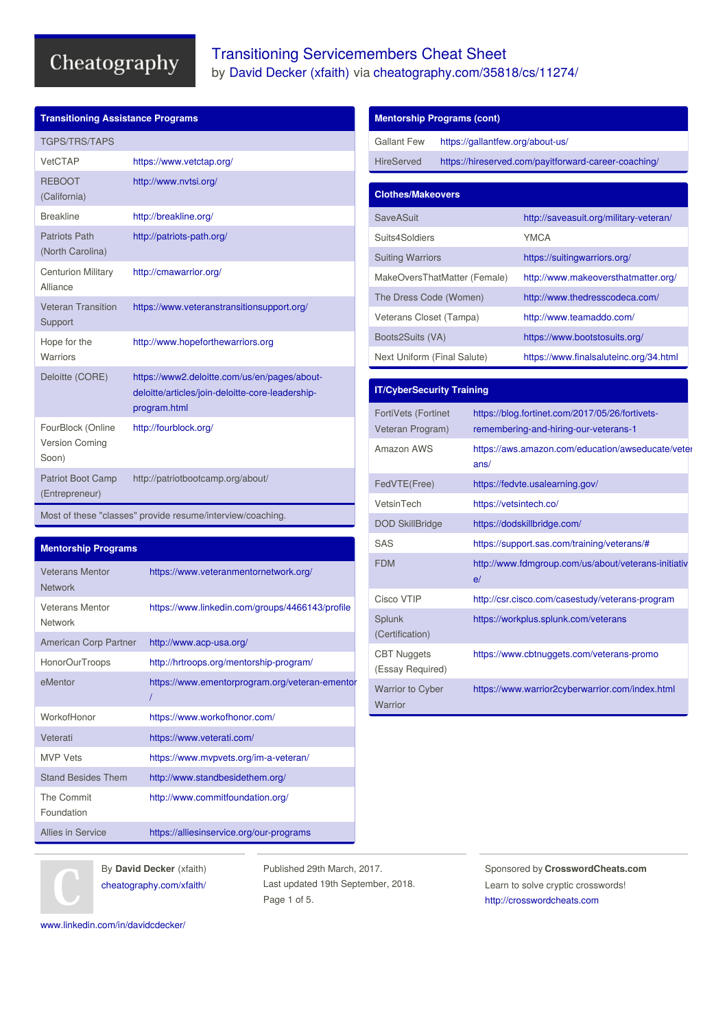# Transitioning Servicemembers Cheat Sheet

by David Decker (xfaith) via cheatography.com/35818/cs/11274/

## Transitioning Assistance Programs

| | |
|---|---|
| TGPS/TRS/TAPS | |
| VetCTAP | https://www.vetctap.org/ |
| REBOOT (California) | http://www.nvtsi.org/ |
| Breakline | http://breakline.org/ |
| Patriots Path (North Carolina) | http://patriots-path.org/ |
| Centurion Military Alliance | http://cmawarrior.org/ |
| Veteran Transition Support | https://www.veteranstransitionsupport.org/ |
| Hope for the Warriors | http://www.hopeforthewarriors.org |
| Deloitte (CORE) | https://www2.deloitte.com/us/en/pages/about-deloitte/articles/join-deloitte-core-leadership-program.html |
| FourBlock (Online Version Coming Soon) | http://fourblock.org/ |
| Patriot Boot Camp (Entrepreneur) | http://patriotbootcamp.org/about/ |

Most of these "classes" provide resume/interview/coaching.

## Mentorship Programs

| | |
|---|---|
| Veterans Mentor Network | https://www.veteranmentornetwork.org/ |
| Veterans Mentor Network | https://www.linkedin.com/groups/4466143/profile |
| American Corp Partner | http://www.acp-usa.org/ |
| HonorOurTroops | http://hrtroops.org/mentorship-program/ |
| eMentor | https://www.ementorprogram.org/veteran-ementor/ |
| WorkofHonor | https://www.workofhonor.com/ |
| Veterati | https://www.veterati.com/ |
| MVP Vets | https://www.mvpvets.org/im-a-veteran/ |
| Stand Besides Them | http://www.standbesidethem.org/ |
| The Commit Foundation | http://www.commitfoundation.org/ |
| Allies in Service | https://alliesinservice.org/our-programs |

## Mentorship Programs (cont)

| | |
|---|---|
| Gallant Few | https://gallantfew.org/about-us/ |
| HireServed | https://hireserved.com/payitforward-career-coaching/ |

## Clothes/Makeovers

| | |
|---|---|
| SaveASuit | http://saveasuit.org/military-veteran/ |
| Suits4Soldiers | YMCA |
| Suiting Warriors | https://suitingwarriors.org/ |
| MakeOversThatMatter (Female) | http://www.makeoversthatmatter.org/ |
| The Dress Code (Women) | http://www.thedresscodeca.com/ |
| Veterans Closet (Tampa) | http://www.teamaddo.com/ |
| Boots2Suits (VA) | https://www.bootstosuits.org/ |
| Next Uniform (Final Salute) | https://www.finalsaluteinc.org/34.html |

## IT/CyberSecurity Training

| | |
|---|---|
| FortiVets (Fortinet Veteran Program) | https://blog.fortinet.com/2017/05/26/fortivets-remembering-and-hiring-our-veterans-1 |
| Amazon AWS | https://aws.amazon.com/education/awseducate/veterans/ |
| FedVTE(Free) | https://fedvte.usalearning.gov/ |
| VetsinTech | https://vetsintech.co/ |
| DOD SkillBridge | https://dodskillbridge.com/ |
| SAS | https://support.sas.com/training/veterans/# |
| FDM | http://www.fdmgroup.com/us/about/veterans-initiative/ |
| Cisco VTIP | http://csr.cisco.com/casestudy/veterans-program |
| Splunk (Certification) | https://workplus.splunk.com/veterans |
| CBT Nuggets (Essay Required) | https://www.cbtnuggets.com/veterans-promo |
| Warrior to Cyber Warrior | https://www.warrior2cyberwarrior.com/index.html |

By **David Decker** (xfaith)
cheatography.com/xfaith/
www.linkedin.com/in/davidcdecker/

Published 29th March, 2017.
Last updated 19th September, 2018.

Sponsored by **CrosswordCheats.com**
Learn to solve cryptic crosswords!
http://crosswordcheats.com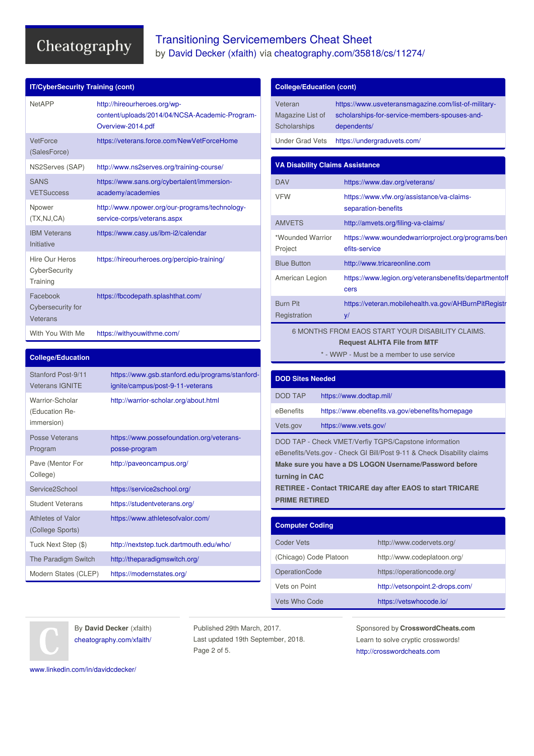# Transitioning Servicemembers Cheat Sheet

by David Decker (xfaith) via cheatography.com/35818/cs/11274/

## IT/CyberSecurity Training (cont)

| | |
|---|---|
| NetAPP | http://hireourheroes.org/wp-content/uploads/2014/04/NCSA-Academic-Program-Overview-2014.pdf |
| VetForce (SalesForce) | https://veterans.force.com/NewVetForceHome |
| NS2Serves (SAP) | http://www.ns2serves.org/training-course/ |
| SANS VETSuccess | https://www.sans.org/cybertalent/immersion-academy/academies |
| Npower (TX,NJ,CA) | http://www.npower.org/our-programs/technology-service-corps/veterans.aspx |
| IBM Veterans Initiative | https://www.casy.us/ibm-i2/calendar |
| Hire Our Heros CyberSecurity Training | https://hireourheroes.org/percipio-training/ |
| Facebook Cybersecurity for Veterans | https://fbcodepath.splashthat.com/ |
| With You With Me | https://withyouwithme.com/ |

## College/Education

| | |
|---|---|
| Stanford Post-9/11 Veterans IGNITE | https://www.gsb.stanford.edu/programs/stanford-ignite/campus/post-9-11-veterans |
| Warrior-Scholar (Education Re-immersion) | http://warrior-scholar.org/about.html |
| Posse Veterans Program | https://www.possefoundation.org/veterans-posse-program |
| Pave (Mentor For College) | http://paveoncampus.org/ |
| Service2School | https://service2school.org/ |
| Student Veterans | https://studentveterans.org/ |
| Athletes of Valor (College Sports) | https://www.athletesofvalor.com/ |
| Tuck Next Step ($) | http://nextstep.tuck.dartmouth.edu/who/ |
| The Paradigm Switch | http://theparadigmswitch.org/ |
| Modern States (CLEP) | https://modernstates.org/ |

## College/Education (cont)

| | |
|---|---|
| Veteran Magazine List of Scholarships | https://www.usveteransmagazine.com/list-of-military-scholarships-for-service-members-spouses-and-dependents/ |
| Under Grad Vets | https://undergraduvets.com/ |

## VA Disability Claims Assistance

| | |
|---|---|
| DAV | https://www.dav.org/veterans/ |
| VFW | https://www.vfw.org/assistance/va-claims-separation-benefits |
| AMVETS | http://amvets.org/filing-va-claims/ |
| *Wounded Warrior Project | https://www.woundedwarriorproject.org/programs/benefits-service |
| Blue Button | http://www.tricareonline.com |
| American Legion | https://www.legion.org/veteransbenefits/departmentofficers |
| Burn Pit Registration | https://veteran.mobilehealth.va.gov/AHBurnPitRegistry/ |

6 MONTHS FROM EAOS START YOUR DISABILITY CLAIMS.

**Request ALHTA File from MTF**

* - WWP - Must be a member to use service

## DOD Sites Needed

| | |
|---|---|
| DOD TAP | https://www.dodtap.mil/ |
| eBenefits | https://www.ebenefits.va.gov/ebenefits/homepage |
| Vets.gov | https://www.vets.gov/ |

DOD TAP - Check VMET/Verfiy TGPS/Capstone information

eBenefits/Vets.gov - Check GI Bill/Post 9-11 & Check Disability claims

**Make sure you have a DS LOGON Username/Password before turning in CAC**

**RETIREE - Contact TRICARE day after EAOS to start TRICARE PRIME RETIRED**

## Computer Coding

| | |
|---|---|
| Coder Vets | http://www.codervets.org/ |
| (Chicago) Code Platoon | http://www.codeplatoon.org/ |
| OperationCode | https://operationcode.org/ |
| Vets on Point | http://vetsonpoint.2-drops.com/ |
| Vets Who Code | https://vetswhocode.io/ |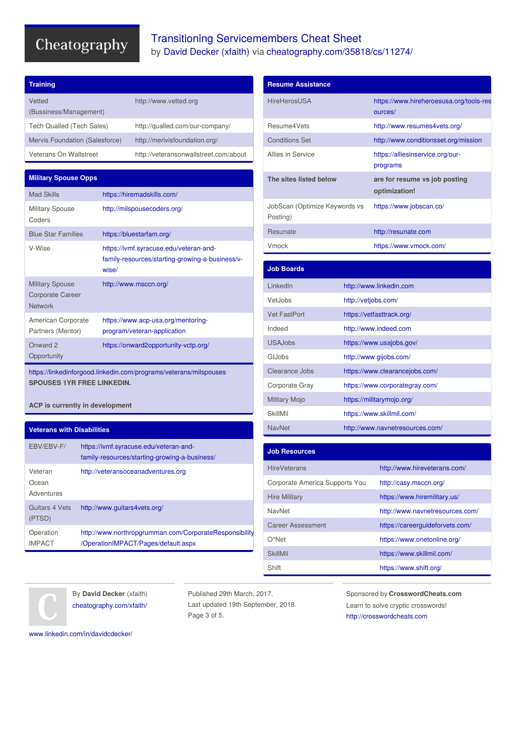# Transitioning Servicemembers Cheat Sheet

by David Decker (xfaith) via cheatography.com/35818/cs/11274/

## Training

| | |
|---|---|
| Vetted (Bussiness/Management) | http://www.vetted.org |
| Tech Qualled (Tech Sales) | http://qualled.com/our-company/ |
| Mervis Foundation (Salesforce) | http://merivisfoundation.org/ |
| Veterans On Wallstreet | http://veteransonwallstreet.com/about |

## Military Spouse Opps

| | |
|---|---|
| Mad Skills | https://hiremadskills.com/ |
| Military Spouse Coders | http://milspousecoders.org/ |
| Blue Star Families | https://bluestarfam.org/ |
| V-Wise | https://ivmf.syracuse.edu/veteran-and-family-resources/starting-growing-a-business/v-wise/ |
| Military Spouse Corporate Career Network | http://www.msccn.org/ |
| American Corporate Partners (Mentor) | https://www.acp-usa.org/mentoring-program/veteran-application |
| Onward 2 Opportunity | https://onward2opportunity-vctp.org/ |

https://linkedinforgood.linkedin.com/programs/veterans/milspouses
**SPOUSES 1YR FREE LINKEDIN.**

**ACP is currently in development**

## Veterans with Disabilities

| | |
|---|---|
| EBV/EBV-F/ | https://ivmf.syracuse.edu/veteran-and-family-resources/starting-growing-a-business/ |
| Veteran Ocean Adventures | http://veteransoceanadventures.org |
| Guitars 4 Vets (PTSD) | http://www.guitars4vets.org/ |
| Operation IMPACT | http://www.northropgrumman.com/CorporateResponsibility/OperationIMPACT/Pages/default.aspx |

## Resume Assistance

| | |
|---|---|
| HireHerosUSA | https://www.hireheroesusa.org/tools-resources/ |
| Resume4Vets | http://www.resumes4vets.org/ |
| Conditions Set | http://www.conditionsset.org/mission |
| Allies in Service | https://alliesinservice.org/our-programs |
| **The sites listed below** | **are for resume vs job posting optimization!** |
| JobScan (Optimize Keywords vs Posting) | https://www.jobscan.co/ |
| Resunate | http://resunate.com |
| Vmock | https://www.vmock.com/ |

## Job Boards

| | |
|---|---|
| LinkedIn | http://www.linkedin.com |
| VetJobs | http://vetjobs.com/ |
| Vet FastPort | https://vetfasttrack.org/ |
| Indeed | http://www.indeed.com |
| USAJobs | https://www.usajobs.gov/ |
| GIJobs | http://www.gijobs.com/ |
| Clearance Jobs | https://www.clearancejobs.com/ |
| Corporate Gray | https://www.corporategray.com/ |
| Miltiary Mojo | https://militarymojo.org/ |
| SkillMil | https://www.skillmil.com/ |
| NavNet | http://www.navnetresources.com/ |

## Job Resources

| | |
|---|---|
| HireVeterans | http://www.hireveterans.com/ |
| Corporate America Supports You | http://casy.msccn.org/ |
| Hire Military | https://www.hiremilitary.us/ |
| NavNet | http://www.navnetresources.com/ |
| Career Assessment | https://careerguideforvets.com/ |
| O*Net | https://www.onetonline.org/ |
| SkillMil | https://www.skillmil.com/ |
| Shift | https://www.shift.org/ |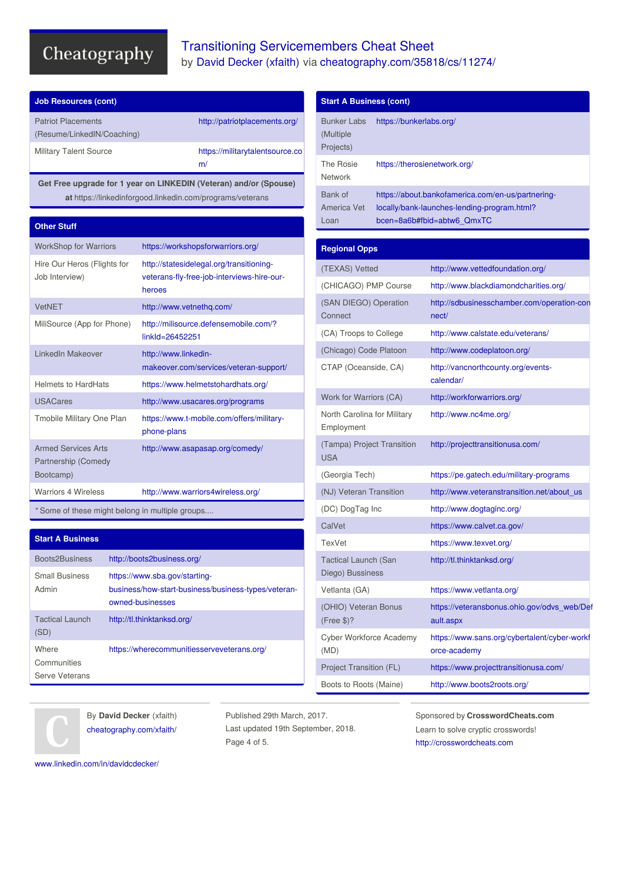## Job Resources (cont)

| | |
|---|---|
| Patriot Placements (Resume/LinkedIN/Coaching) | http://patriotplacements.org/ |
| Military Talent Source | https://militarytalentsource.com/ |

**Get Free upgrade for 1 year on LINKEDIN (Veteran) and/or (Spouse) at** https://linkedinforgood.linkedin.com/programs/veterans

## Other Stuff

| | |
|---|---|
| WorkShop for Warriors | https://workshopsforwarriors.org/ |
| Hire Our Heros (Flights for Job Interview) | http://statesidelegal.org/transitioning-veterans-fly-free-job-interviews-hire-our-heroes |
| VetNET | http://www.vetnethq.com/ |
| MiliSource (App for Phone) | http://milisource.defensemobile.com/?linkId=26452251 |
| LinkedIn Makeover | http://www.linkedin-makeover.com/services/veteran-support/ |
| Helmets to HardHats | https://www.helmetstohardhats.org/ |
| USACares | http://www.usacares.org/programs |
| Tmobile Military One Plan | https://www.t-mobile.com/offers/military-phone-plans |
| Armed Services Arts Partnership (Comedy Bootcamp) | http://www.asapasap.org/comedy/ |
| Warriors 4 Wireless | http://www.warriors4wireless.org/ |

* Some of these might belong in multiple groups....

## Start A Business

| | |
|---|---|
| Boots2Business | http://boots2business.org/ |
| Small Business Admin | https://www.sba.gov/starting-business/how-start-business/business-types/veteran-owned-businesses |
| Tactical Launch (SD) | http://tl.thinktanksd.org/ |
| Where Communities Serve Veterans | https://wherecommunitiesserveveterans.org/ |

## Start A Business (cont)

| | |
|---|---|
| Bunker Labs (Multiple Projects) | https://bunkerlabs.org/ |
| The Rosie Network | https://therosienetwork.org/ |
| Bank of America Vet Loan | https://about.bankofamerica.com/en-us/partnering-locally/bank-launches-lending-program.html?bcen=8a6b#fbid=abtw6_QmxTC |

## Regional Opps

| | |
|---|---|
| (TEXAS) Vetted | http://www.vettedfoundation.org/ |
| (CHICAGO) PMP Course | http://www.blackdiamondcharities.org/ |
| (SAN DIEGO) Operation Connect | http://sdbusinesschamber.com/operation-connect/ |
| (CA) Troops to College | http://www.calstate.edu/veterans/ |
| (Chicago) Code Platoon | http://www.codeplatoon.org/ |
| CTAP (Oceanside, CA) | http://vancnorthcounty.org/events-calendar/ |
| Work for Warriors (CA) | http://workforwarriors.org/ |
| North Carolina for Military Employment | http://www.nc4me.org/ |
| (Tampa) Project Transition USA | http://projecttransitionusa.com/ |
| (Georgia Tech) | https://pe.gatech.edu/military-programs |
| (NJ) Veteran Transition | http://www.veteranstransition.net/about_us |
| (DC) DogTag Inc | http://www.dogtaginc.org/ |
| CalVet | https://www.calvet.ca.gov/ |
| TexVet | https://www.texvet.org/ |
| Tactical Launch (San Diego) Bussiness | http://tl.thinktanksd.org/ |
| Vetlanta (GA) | https://www.vetlanta.org/ |
| (OHIO) Veteran Bonus (Free $)? | https://veteransbonus.ohio.gov/odvs_web/Default.aspx |
| Cyber Workforce Academy (MD) | https://www.sans.org/cybertalent/cyber-workforce-academy |
| Project Transition (FL) | https://www.projecttransitionusa.com/ |
| Boots to Roots (Maine) | http://www.boots2roots.org/ |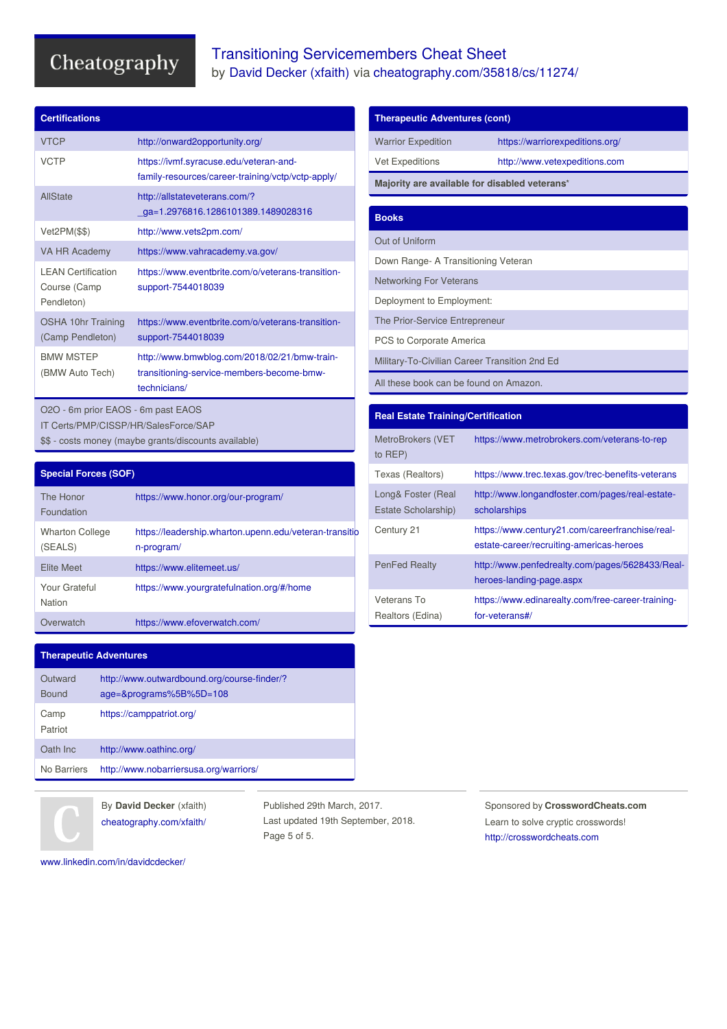# Transitioning Servicemembers Cheat Sheet

by David Decker (xfaith) via cheatography.com/35818/cs/11274/

## Certifications

| | |
|---|---|
| VTCP | http://onward2opportunity.org/ |
| VCTP | https://ivmf.syracuse.edu/veteran-and-family-resources/career-training/vctp/vctp-apply/ |
| AllState | http://allstateveterans.com/?_ga=1.2976816.1286101389.1489028316 |
| Vet2PM($$) | http://www.vets2pm.com/ |
| VA HR Academy | https://www.vahracademy.va.gov/ |
| LEAN Certification Course (Camp Pendleton) | https://www.eventbrite.com/o/veterans-transition-support-7544018039 |
| OSHA 10hr Training (Camp Pendleton) | https://www.eventbrite.com/o/veterans-transition-support-7544018039 |
| BMW MSTEP (BMW Auto Tech) | http://www.bmwblog.com/2018/02/21/bmw-train-transitioning-service-members-become-bmw-technicians/ |

O2O - 6m prior EAOS - 6m past EAOS
IT Certs/PMP/CISSP/HR/SalesForce/SAP
$$ - costs money (maybe grants/discounts available)

## Special Forces (SOF)

| | |
|---|---|
| The Honor Foundation | https://www.honor.org/our-program/ |
| Wharton College (SEALS) | https://leadership.wharton.upenn.edu/veteran-transition-program/ |
| Elite Meet | https://www.elitemeet.us/ |
| Your Grateful Nation | https://www.yourgratefulnation.org/#/home |
| Overwatch | https://www.efoverwatch.com/ |

## Therapeutic Adventures

| | |
|---|---|
| Outward Bound | http://www.outwardbound.org/course-finder/?age=&programs%5B%5D=108 |
| Camp Patriot | https://camppatriot.org/ |
| Oath Inc | http://www.oathinc.org/ |
| No Barriers | http://www.nobarriersusa.org/warriors/ |

## Therapeutic Adventures (cont)

| | |
|---|---|
| Warrior Expedition | https://warriorexpeditions.org/ |
| Vet Expeditions | http://www.vetexpeditions.com |

**Majority are available for disabled veterans***

## Books

- Out of Uniform
- Down Range- A Transitioning Veteran
- Networking For Veterans
- Deployment to Employment:
- The Prior-Service Entrepreneur
- PCS to Corporate America
- Military-To-Civilian Career Transition 2nd Ed

All these book can be found on Amazon.

## Real Estate Training/Certification

| | |
|---|---|
| MetroBrokers (VET to REP) | https://www.metrobrokers.com/veterans-to-rep |
| Texas (Realtors) | https://www.trec.texas.gov/trec-benefits-veterans |
| Long& Foster (Real Estate Scholarship) | http://www.longandfoster.com/pages/real-estate-scholarships |
| Century 21 | https://www.century21.com/careerfranchise/real-estate-career/recruiting-americas-heroes |
| PenFed Realty | http://www.penfedrealty.com/pages/5628433/Real-heroes-landing-page.aspx |
| Veterans To Realtors (Edina) | https://www.edinarealty.com/free-career-training-for-veterans#/ |

By **David Decker** (xfaith)
cheatography.com/xfaith/
www.linkedin.com/in/davidcdecker/

Published 29th March, 2017.
Last updated 19th September, 2018.

Sponsored by **CrosswordCheats.com**
Learn to solve cryptic crosswords!
http://crosswordcheats.com